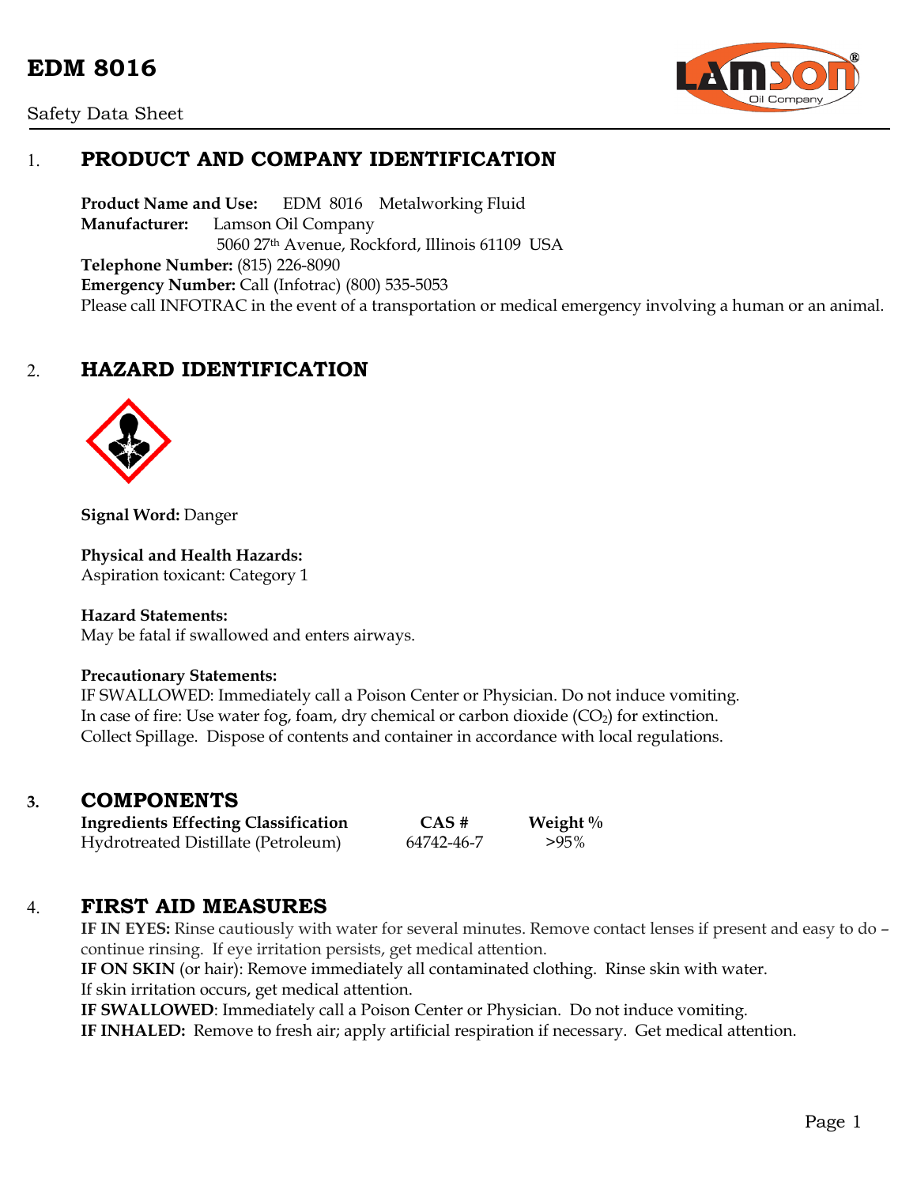# EDM 8016

Safety Data Sheet

## 1. PRODUCT AND COMPANY IDENTIFICATION

**Product Name and Use:** EDM 8016 Metalworking Fluid
**Manufacturer:** Lamson Oil Company
5060 27th Avenue, Rockford, Illinois 61109 USA
**Telephone Number:** (815) 226-8090
**Emergency Number:** Call (Infotrac) (800) 535-5053
Please call INFOTRAC in the event of a transportation or medical emergency involving a human or an animal.

## 2. HAZARD IDENTIFICATION

**Signal Word:** Danger

**Physical and Health Hazards:**
Aspiration toxicant: Category 1

**Hazard Statements:**
May be fatal if swallowed and enters airways.

**Precautionary Statements:**
IF SWALLOWED: Immediately call a Poison Center or Physician. Do not induce vomiting.
In case of fire: Use water fog, foam, dry chemical or carbon dioxide ($CO_2$) for extinction.
Collect Spillage. Dispose of contents and container in accordance with local regulations.

## 3. COMPONENTS

| Ingredients Effecting Classification | CAS # | Weight % |
|---|---|---|
| Hydrotreated Distillate (Petroleum) | 64742-46-7 | >95% |

## 4. FIRST AID MEASURES

**IF IN EYES:** Rinse cautiously with water for several minutes. Remove contact lenses if present and easy to do – continue rinsing. If eye irritation persists, get medical attention.
**IF ON SKIN** (or hair): Remove immediately all contaminated clothing. Rinse skin with water.
If skin irritation occurs, get medical attention.
**IF SWALLOWED**: Immediately call a Poison Center or Physician. Do not induce vomiting.
**IF INHALED:** Remove to fresh air; apply artificial respiration if necessary. Get medical attention.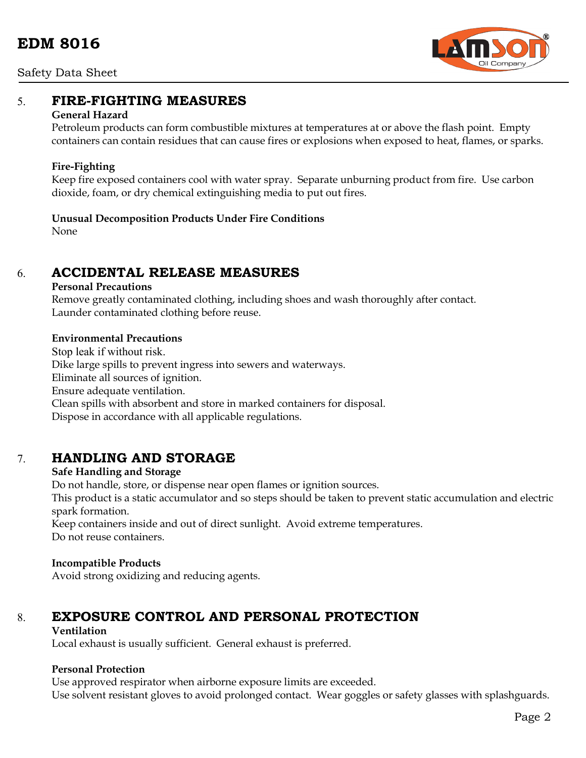## 5. FIRE-FIGHTING MEASURES

**General Hazard**
Petroleum products can form combustible mixtures at temperatures at or above the flash point. Empty containers can contain residues that can cause fires or explosions when exposed to heat, flames, or sparks.

**Fire-Fighting**
Keep fire exposed containers cool with water spray. Separate unburning product from fire. Use carbon dioxide, foam, or dry chemical extinguishing media to put out fires.

**Unusual Decomposition Products Under Fire Conditions**
None

## 6. ACCIDENTAL RELEASE MEASURES

**Personal Precautions**
Remove greatly contaminated clothing, including shoes and wash thoroughly after contact.
Launder contaminated clothing before reuse.

**Environmental Precautions**
Stop leak if without risk.
Dike large spills to prevent ingress into sewers and waterways.
Eliminate all sources of ignition.
Ensure adequate ventilation.
Clean spills with absorbent and store in marked containers for disposal.
Dispose in accordance with all applicable regulations.

## 7. HANDLING AND STORAGE

**Safe Handling and Storage**
Do not handle, store, or dispense near open flames or ignition sources.
This product is a static accumulator and so steps should be taken to prevent static accumulation and electric spark formation.
Keep containers inside and out of direct sunlight. Avoid extreme temperatures.
Do not reuse containers.

**Incompatible Products**
Avoid strong oxidizing and reducing agents.

## 8. EXPOSURE CONTROL AND PERSONAL PROTECTION

**Ventilation**
Local exhaust is usually sufficient. General exhaust is preferred.

**Personal Protection**
Use approved respirator when airborne exposure limits are exceeded.
Use solvent resistant gloves to avoid prolonged contact. Wear goggles or safety glasses with splashguards.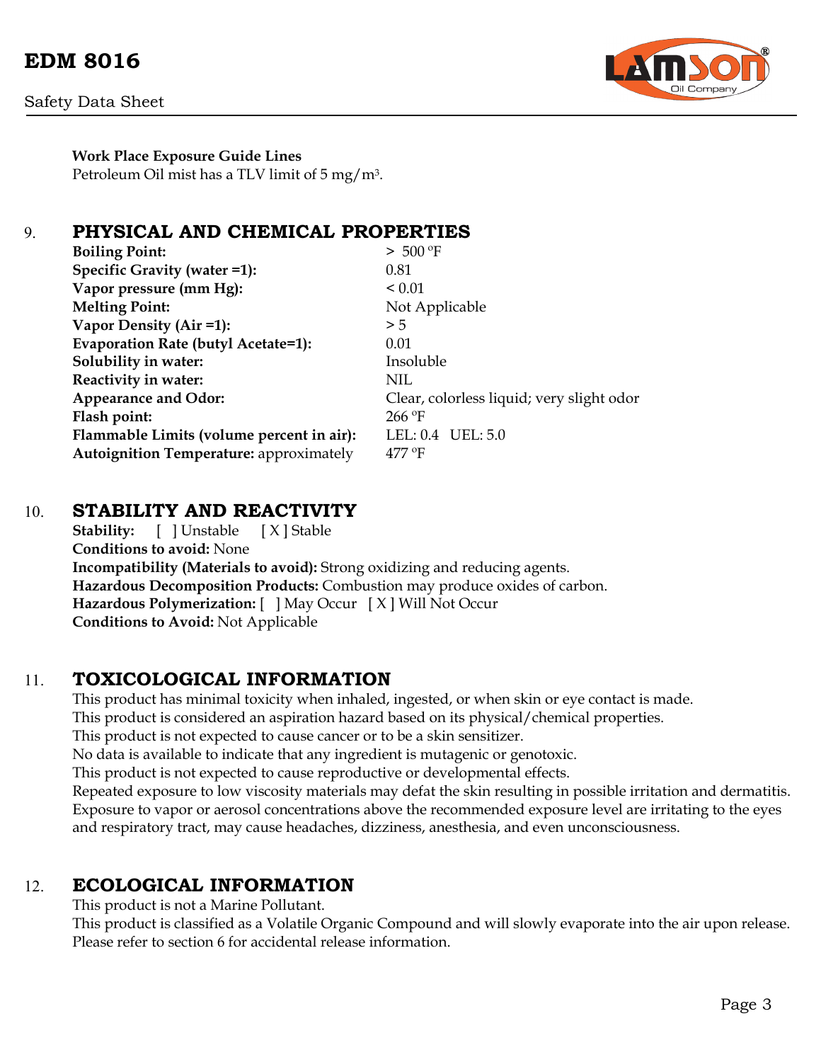**Work Place Exposure Guide Lines**
Petroleum Oil mist has a TLV limit of 5 $mg/m^3$.

## 9. PHYSICAL AND CHEMICAL PROPERTIES

| | |
|---|---|
| **Boiling Point:** | > 500 ºF |
| **Specific Gravity (water =1):** | 0.81 |
| **Vapor pressure (mm Hg):** | < 0.01 |
| **Melting Point:** | Not Applicable |
| **Vapor Density (Air =1):** | > 5 |
| **Evaporation Rate (butyl Acetate=1):** | 0.01 |
| **Solubility in water:** | Insoluble |
| **Reactivity in water:** | NIL |
| **Appearance and Odor:** | Clear, colorless liquid; very slight odor |
| **Flash point:** | 266 ºF |
| **Flammable Limits (volume percent in air):** | LEL: 0.4 UEL: 5.0 |
| **Autoignition Temperature:** approximately | 477 ºF |

## 10. STABILITY AND REACTIVITY

**Stability:** [ ] Unstable [ X ] Stable
**Conditions to avoid:** None
**Incompatibility (Materials to avoid):** Strong oxidizing and reducing agents.
**Hazardous Decomposition Products:** Combustion may produce oxides of carbon.
**Hazardous Polymerization:** [ ] May Occur [ X ] Will Not Occur
**Conditions to Avoid:** Not Applicable

## 11. TOXICOLOGICAL INFORMATION

This product has minimal toxicity when inhaled, ingested, or when skin or eye contact is made.
This product is considered an aspiration hazard based on its physical/chemical properties.
This product is not expected to cause cancer or to be a skin sensitizer.
No data is available to indicate that any ingredient is mutagenic or genotoxic.
This product is not expected to cause reproductive or developmental effects.
Repeated exposure to low viscosity materials may defat the skin resulting in possible irritation and dermatitis.
Exposure to vapor or aerosol concentrations above the recommended exposure level are irritating to the eyes and respiratory tract, may cause headaches, dizziness, anesthesia, and even unconsciousness.

## 12. ECOLOGICAL INFORMATION

This product is not a Marine Pollutant.
This product is classified as a Volatile Organic Compound and will slowly evaporate into the air upon release.
Please refer to section 6 for accidental release information.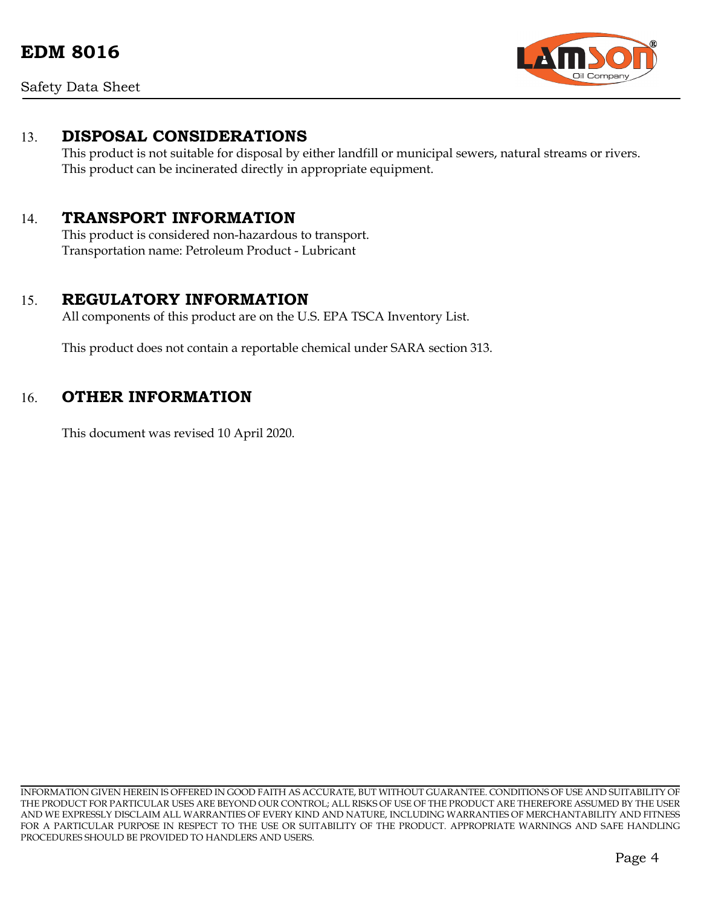## 13. DISPOSAL CONSIDERATIONS

This product is not suitable for disposal by either landfill or municipal sewers, natural streams or rivers. This product can be incinerated directly in appropriate equipment.

## 14. TRANSPORT INFORMATION

This product is considered non-hazardous to transport.
Transportation name: Petroleum Product - Lubricant

## 15. REGULATORY INFORMATION

All components of this product are on the U.S. EPA TSCA Inventory List.

This product does not contain a reportable chemical under SARA section 313.

## 16. OTHER INFORMATION

This document was revised 10 April 2020.

INFORMATION GIVEN HEREIN IS OFFERED IN GOOD FAITH AS ACCURATE, BUT WITHOUT GUARANTEE. CONDITIONS OF USE AND SUITABILITY OF THE PRODUCT FOR PARTICULAR USES ARE BEYOND OUR CONTROL; ALL RISKS OF USE OF THE PRODUCT ARE THEREFORE ASSUMED BY THE USER AND WE EXPRESSLY DISCLAIM ALL WARRANTIES OF EVERY KIND AND NATURE, INCLUDING WARRANTIES OF MERCHANTABILITY AND FITNESS FOR A PARTICULAR PURPOSE IN RESPECT TO THE USE OR SUITABILITY OF THE PRODUCT. APPROPRIATE WARNINGS AND SAFE HANDLING PROCEDURES SHOULD BE PROVIDED TO HANDLERS AND USERS.